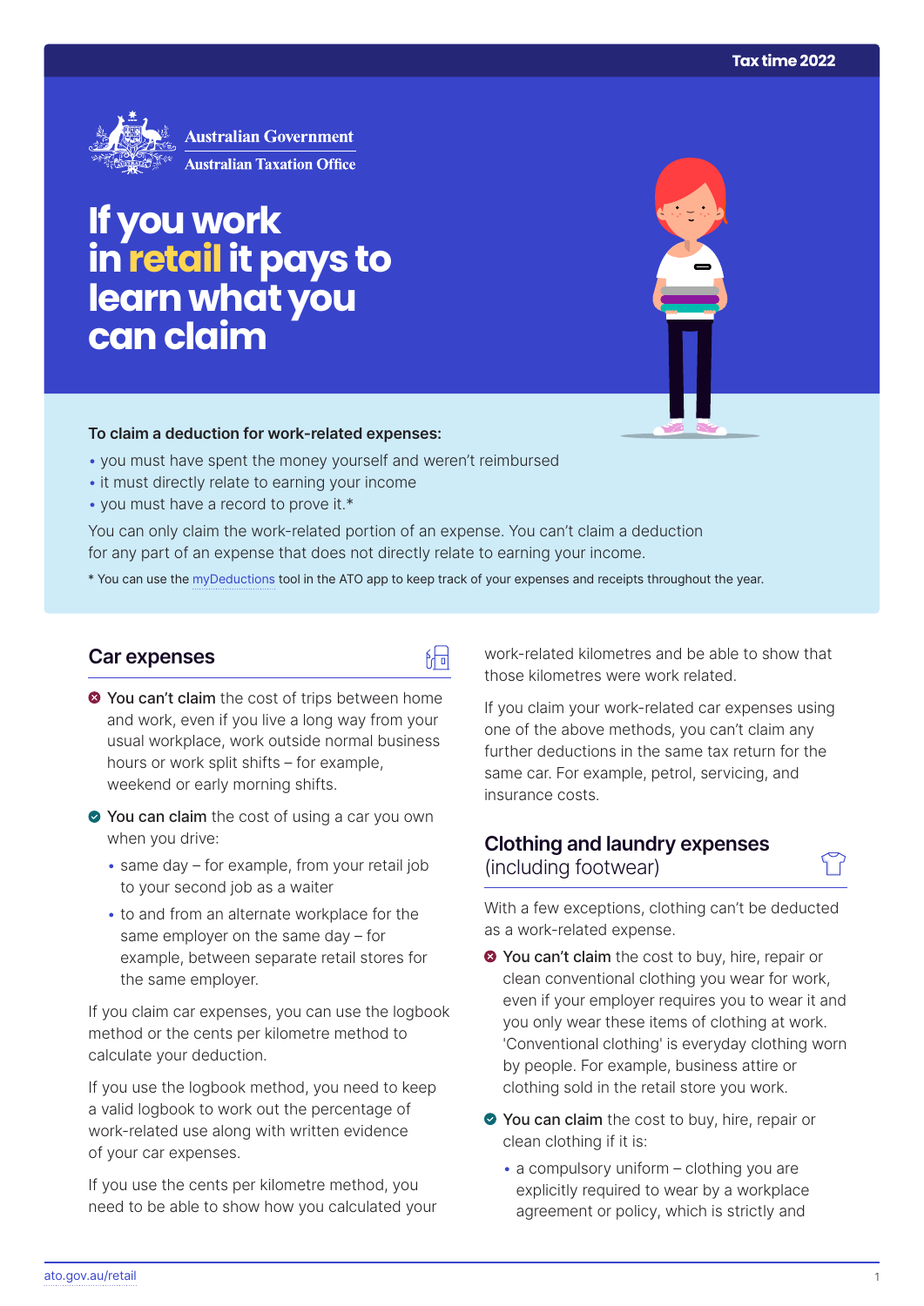Tax time 2022

Australian Government
Australian Taxation Office

# If you work in retail it pays to learn what you can claim

**To claim a deduction for work-related expenses:**

- you must have spent the money yourself and weren't reimbursed
- it must directly relate to earning your income
- you must have a record to prove it.*

You can only claim the work-related portion of an expense. You can't claim a deduction for any part of an expense that does not directly relate to earning your income.

* You can use the myDeductions tool in the ATO app to keep track of your expenses and receipts throughout the year.

## Car expenses

- **You can't claim** the cost of trips between home and work, even if you live a long way from your usual workplace, work outside normal business hours or work split shifts – for example, weekend or early morning shifts.
- **You can claim** the cost of using a car you own when you drive:
  - same day – for example, from your retail job to your second job as a waiter
  - to and from an alternate workplace for the same employer on the same day – for example, between separate retail stores for the same employer.

If you claim car expenses, you can use the logbook method or the cents per kilometre method to calculate your deduction.

If you use the logbook method, you need to keep a valid logbook to work out the percentage of work-related use along with written evidence of your car expenses.

If you use the cents per kilometre method, you need to be able to show how you calculated your work-related kilometres and be able to show that those kilometres were work related.

If you claim your work-related car expenses using one of the above methods, you can't claim any further deductions in the same tax return for the same car. For example, petrol, servicing, and insurance costs.

## Clothing and laundry expenses (including footwear)

With a few exceptions, clothing can't be deducted as a work-related expense.

- **You can't claim** the cost to buy, hire, repair or clean conventional clothing you wear for work, even if your employer requires you to wear it and you only wear these items of clothing at work. 'Conventional clothing' is everyday clothing worn by people. For example, business attire or clothing sold in the retail store you work.
- **You can claim** the cost to buy, hire, repair or clean clothing if it is:
  - a compulsory uniform – clothing you are explicitly required to wear by a workplace agreement or policy, which is strictly and

ato.gov.au/retail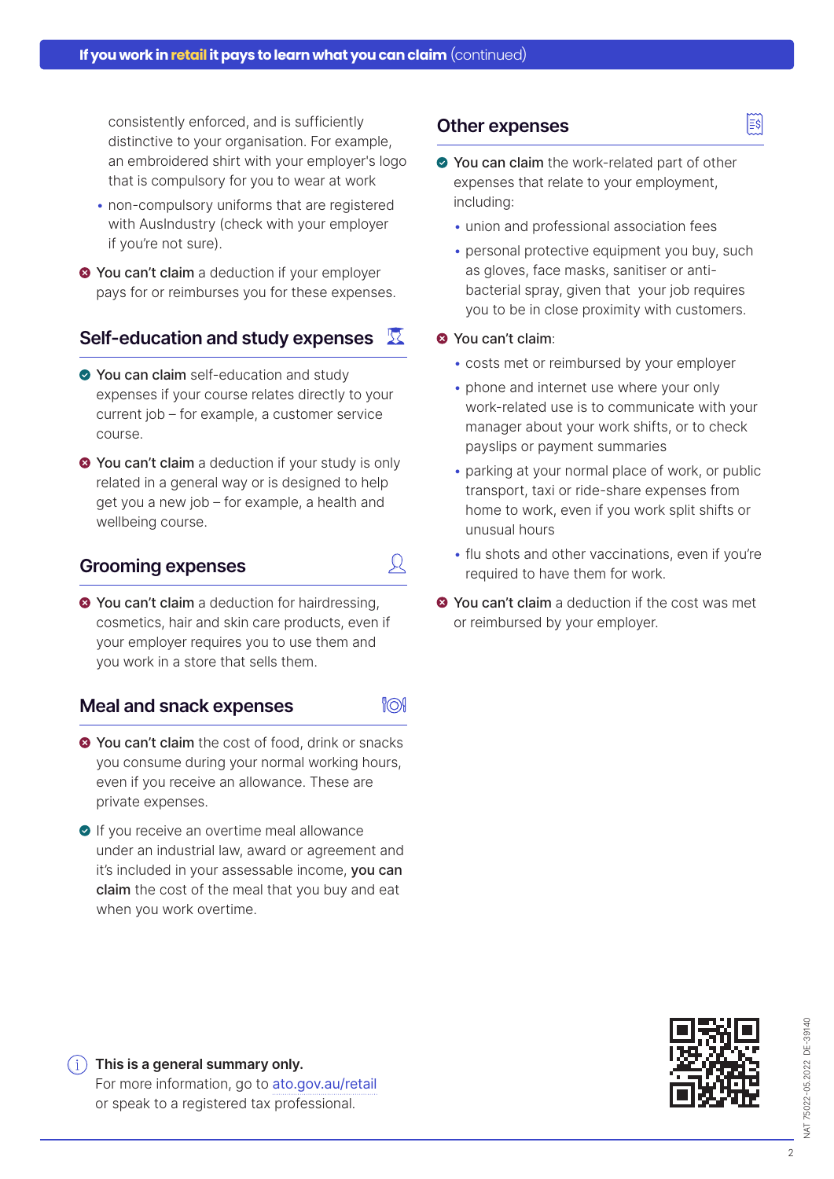consistently enforced, and is sufficiently distinctive to your organisation. For example, an embroidered shirt with your employer's logo that is compulsory for you to wear at work

- non-compulsory uniforms that are registered with AusIndustry (check with your employer if you're not sure).

**You can't claim** a deduction if your employer pays for or reimburses you for these expenses.

## Self-education and study expenses

**You can claim** self-education and study expenses if your course relates directly to your current job – for example, a customer service course.

**You can't claim** a deduction if your study is only related in a general way or is designed to help get you a new job – for example, a health and wellbeing course.

## Grooming expenses

**You can't claim** a deduction for hairdressing, cosmetics, hair and skin care products, even if your employer requires you to use them and you work in a store that sells them.

## Meal and snack expenses

**You can't claim** the cost of food, drink or snacks you consume during your normal working hours, even if you receive an allowance. These are private expenses.

If you receive an overtime meal allowance under an industrial law, award or agreement and it's included in your assessable income, **you can claim** the cost of the meal that you buy and eat when you work overtime.

## Other expenses

**You can claim** the work-related part of other expenses that relate to your employment, including:

- union and professional association fees
- personal protective equipment you buy, such as gloves, face masks, sanitiser or anti-bacterial spray, given that your job requires you to be in close proximity with customers.

**You can't claim**:

- costs met or reimbursed by your employer
- phone and internet use where your only work-related use is to communicate with your manager about your work shifts, or to check payslips or payment summaries
- parking at your normal place of work, or public transport, taxi or ride-share expenses from home to work, even if you work split shifts or unusual hours
- flu shots and other vaccinations, even if you're required to have them for work.

**You can't claim** a deduction if the cost was met or reimbursed by your employer.

**This is a general summary only.**
For more information, go to ato.gov.au/retail or speak to a registered tax professional.

NAT 75022-05.2022 DE-39140